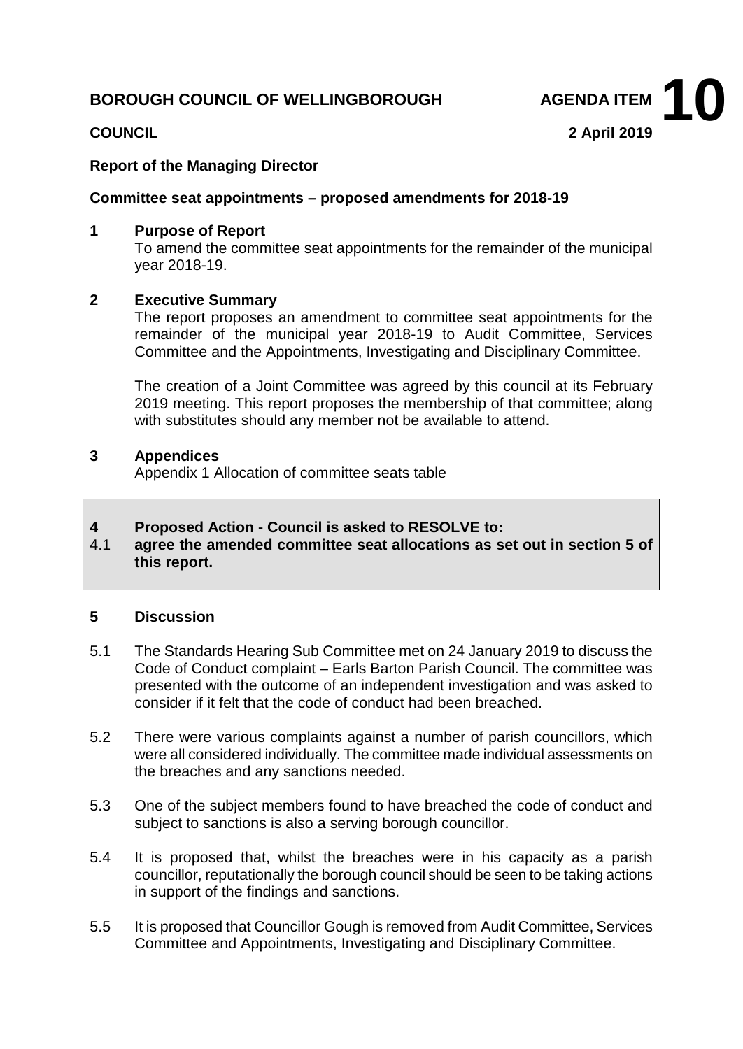**BOROUGH COUNCIL OF WELLINGBOROUGH** **AGENDA ITEM 10**

**COUNCIL** **2 April 2019**

**Report of the Managing Director**

**Committee seat appointments – proposed amendments for 2018-19**

## 1 Purpose of Report

To amend the committee seat appointments for the remainder of the municipal year 2018-19.

## 2 Executive Summary

The report proposes an amendment to committee seat appointments for the remainder of the municipal year 2018-19 to Audit Committee, Services Committee and the Appointments, Investigating and Disciplinary Committee.

The creation of a Joint Committee was agreed by this council at its February 2019 meeting. This report proposes the membership of that committee; along with substitutes should any member not be available to attend.

## 3 Appendices

Appendix 1 Allocation of committee seats table

## 4 Proposed Action - Council is asked to RESOLVE to:

4.1 **agree the amended committee seat allocations as set out in section 5 of this report.**

## 5 Discussion

5.1 The Standards Hearing Sub Committee met on 24 January 2019 to discuss the Code of Conduct complaint – Earls Barton Parish Council. The committee was presented with the outcome of an independent investigation and was asked to consider if it felt that the code of conduct had been breached.

5.2 There were various complaints against a number of parish councillors, which were all considered individually. The committee made individual assessments on the breaches and any sanctions needed.

5.3 One of the subject members found to have breached the code of conduct and subject to sanctions is also a serving borough councillor.

5.4 It is proposed that, whilst the breaches were in his capacity as a parish councillor, reputationally the borough council should be seen to be taking actions in support of the findings and sanctions.

5.5 It is proposed that Councillor Gough is removed from Audit Committee, Services Committee and Appointments, Investigating and Disciplinary Committee.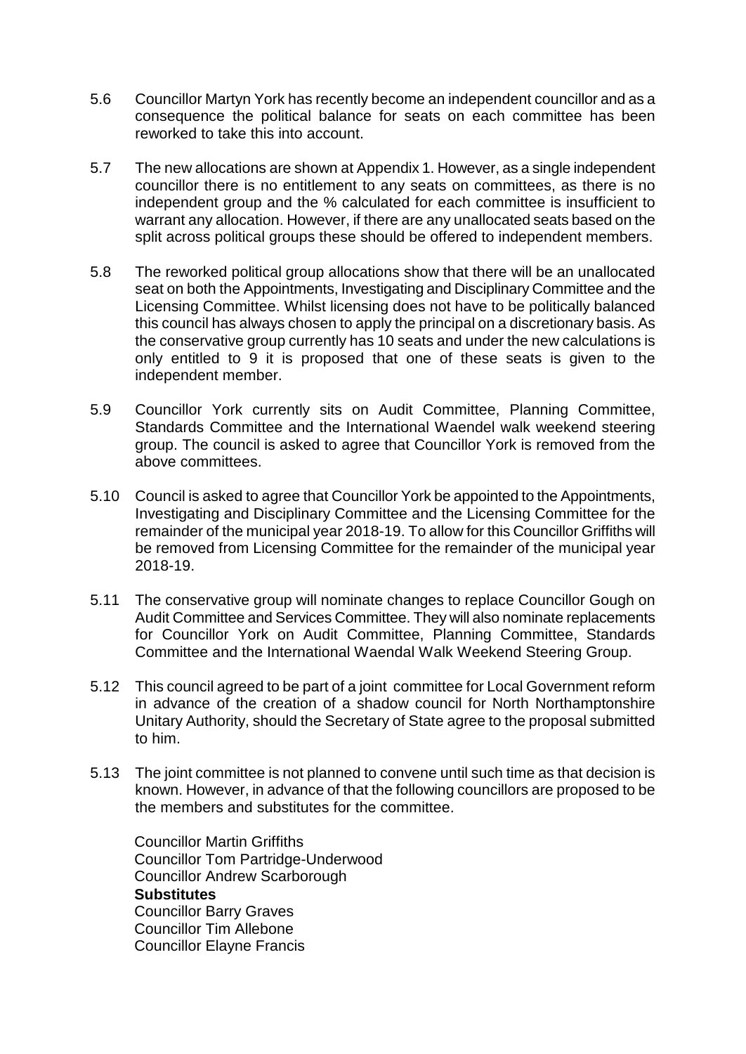5.6 Councillor Martyn York has recently become an independent councillor and as a consequence the political balance for seats on each committee has been reworked to take this into account.

5.7 The new allocations are shown at Appendix 1. However, as a single independent councillor there is no entitlement to any seats on committees, as there is no independent group and the % calculated for each committee is insufficient to warrant any allocation. However, if there are any unallocated seats based on the split across political groups these should be offered to independent members.

5.8 The reworked political group allocations show that there will be an unallocated seat on both the Appointments, Investigating and Disciplinary Committee and the Licensing Committee. Whilst licensing does not have to be politically balanced this council has always chosen to apply the principal on a discretionary basis. As the conservative group currently has 10 seats and under the new calculations is only entitled to 9 it is proposed that one of these seats is given to the independent member.

5.9 Councillor York currently sits on Audit Committee, Planning Committee, Standards Committee and the International Waendel walk weekend steering group. The council is asked to agree that Councillor York is removed from the above committees.

5.10 Council is asked to agree that Councillor York be appointed to the Appointments, Investigating and Disciplinary Committee and the Licensing Committee for the remainder of the municipal year 2018-19. To allow for this Councillor Griffiths will be removed from Licensing Committee for the remainder of the municipal year 2018-19.

5.11 The conservative group will nominate changes to replace Councillor Gough on Audit Committee and Services Committee. They will also nominate replacements for Councillor York on Audit Committee, Planning Committee, Standards Committee and the International Waendal Walk Weekend Steering Group.

5.12 This council agreed to be part of a joint committee for Local Government reform in advance of the creation of a shadow council for North Northamptonshire Unitary Authority, should the Secretary of State agree to the proposal submitted to him.

5.13 The joint committee is not planned to convene until such time as that decision is known. However, in advance of that the following councillors are proposed to be the members and substitutes for the committee.

Councillor Martin Griffiths
Councillor Tom Partridge-Underwood
Councillor Andrew Scarborough

**Substitutes**

Councillor Barry Graves
Councillor Tim Allebone
Councillor Elayne Francis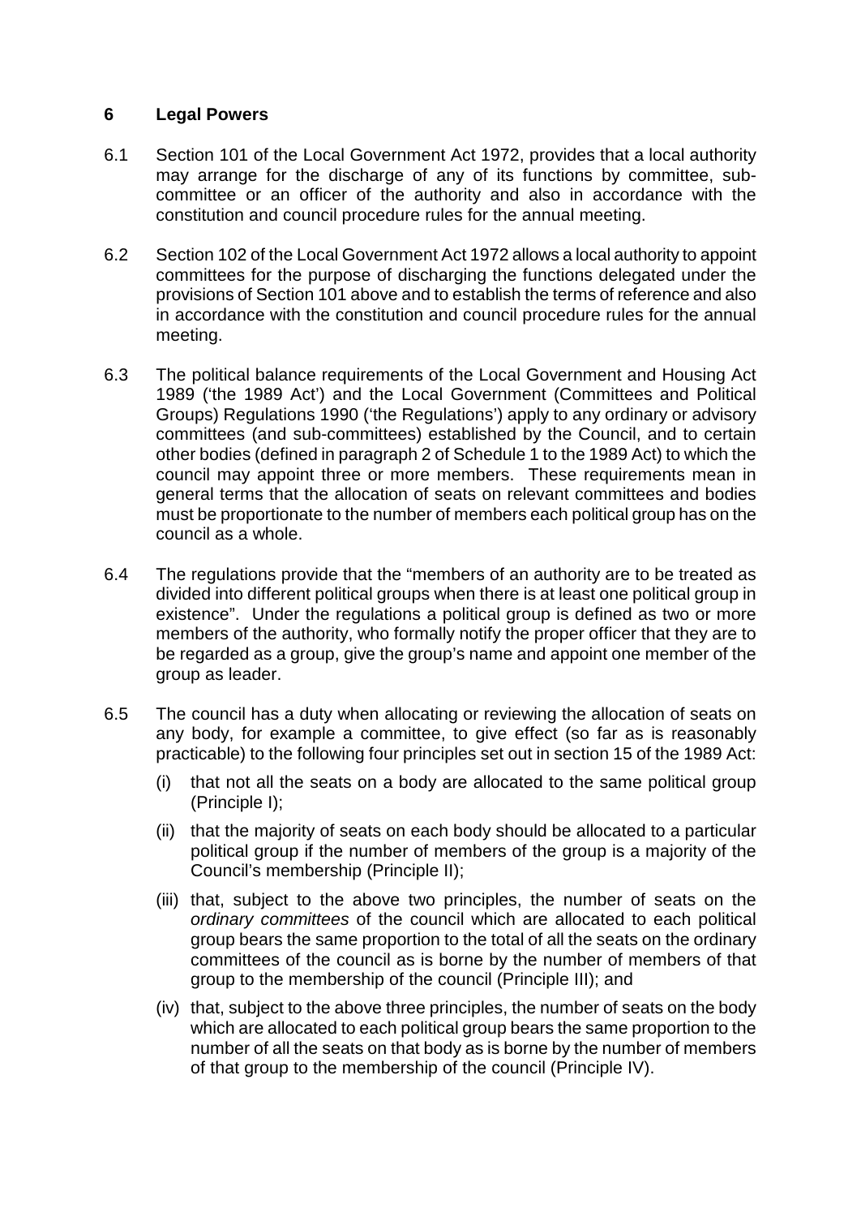## 6 Legal Powers

6.1 Section 101 of the Local Government Act 1972, provides that a local authority may arrange for the discharge of any of its functions by committee, sub-committee or an officer of the authority and also in accordance with the constitution and council procedure rules for the annual meeting.

6.2 Section 102 of the Local Government Act 1972 allows a local authority to appoint committees for the purpose of discharging the functions delegated under the provisions of Section 101 above and to establish the terms of reference and also in accordance with the constitution and council procedure rules for the annual meeting.

6.3 The political balance requirements of the Local Government and Housing Act 1989 ('the 1989 Act') and the Local Government (Committees and Political Groups) Regulations 1990 ('the Regulations') apply to any ordinary or advisory committees (and sub-committees) established by the Council, and to certain other bodies (defined in paragraph 2 of Schedule 1 to the 1989 Act) to which the council may appoint three or more members. These requirements mean in general terms that the allocation of seats on relevant committees and bodies must be proportionate to the number of members each political group has on the council as a whole.

6.4 The regulations provide that the "members of an authority are to be treated as divided into different political groups when there is at least one political group in existence". Under the regulations a political group is defined as two or more members of the authority, who formally notify the proper officer that they are to be regarded as a group, give the group's name and appoint one member of the group as leader.

6.5 The council has a duty when allocating or reviewing the allocation of seats on any body, for example a committee, to give effect (so far as is reasonably practicable) to the following four principles set out in section 15 of the 1989 Act:

(i) that not all the seats on a body are allocated to the same political group (Principle I);

(ii) that the majority of seats on each body should be allocated to a particular political group if the number of members of the group is a majority of the Council's membership (Principle II);

(iii) that, subject to the above two principles, the number of seats on the *ordinary committees* of the council which are allocated to each political group bears the same proportion to the total of all the seats on the ordinary committees of the council as is borne by the number of members of that group to the membership of the council (Principle III); and

(iv) that, subject to the above three principles, the number of seats on the body which are allocated to each political group bears the same proportion to the number of all the seats on that body as is borne by the number of members of that group to the membership of the council (Principle IV).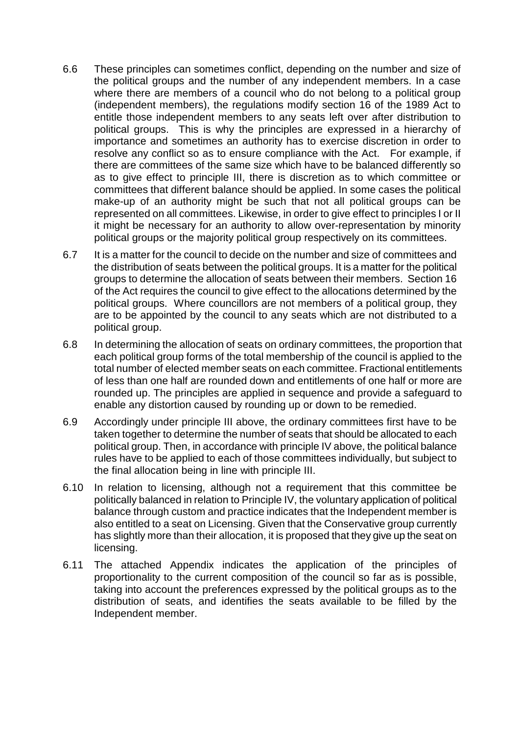6.6 These principles can sometimes conflict, depending on the number and size of the political groups and the number of any independent members. In a case where there are members of a council who do not belong to a political group (independent members), the regulations modify section 16 of the 1989 Act to entitle those independent members to any seats left over after distribution to political groups. This is why the principles are expressed in a hierarchy of importance and sometimes an authority has to exercise discretion in order to resolve any conflict so as to ensure compliance with the Act. For example, if there are committees of the same size which have to be balanced differently so as to give effect to principle III, there is discretion as to which committee or committees that different balance should be applied. In some cases the political make-up of an authority might be such that not all political groups can be represented on all committees. Likewise, in order to give effect to principles I or II it might be necessary for an authority to allow over-representation by minority political groups or the majority political group respectively on its committees.

6.7 It is a matter for the council to decide on the number and size of committees and the distribution of seats between the political groups. It is a matter for the political groups to determine the allocation of seats between their members. Section 16 of the Act requires the council to give effect to the allocations determined by the political groups. Where councillors are not members of a political group, they are to be appointed by the council to any seats which are not distributed to a political group.

6.8 In determining the allocation of seats on ordinary committees, the proportion that each political group forms of the total membership of the council is applied to the total number of elected member seats on each committee. Fractional entitlements of less than one half are rounded down and entitlements of one half or more are rounded up. The principles are applied in sequence and provide a safeguard to enable any distortion caused by rounding up or down to be remedied.

6.9 Accordingly under principle III above, the ordinary committees first have to be taken together to determine the number of seats that should be allocated to each political group. Then, in accordance with principle IV above, the political balance rules have to be applied to each of those committees individually, but subject to the final allocation being in line with principle III.

6.10 In relation to licensing, although not a requirement that this committee be politically balanced in relation to Principle IV, the voluntary application of political balance through custom and practice indicates that the Independent member is also entitled to a seat on Licensing. Given that the Conservative group currently has slightly more than their allocation, it is proposed that they give up the seat on licensing.

6.11 The attached Appendix indicates the application of the principles of proportionality to the current composition of the council so far as is possible, taking into account the preferences expressed by the political groups as to the distribution of seats, and identifies the seats available to be filled by the Independent member.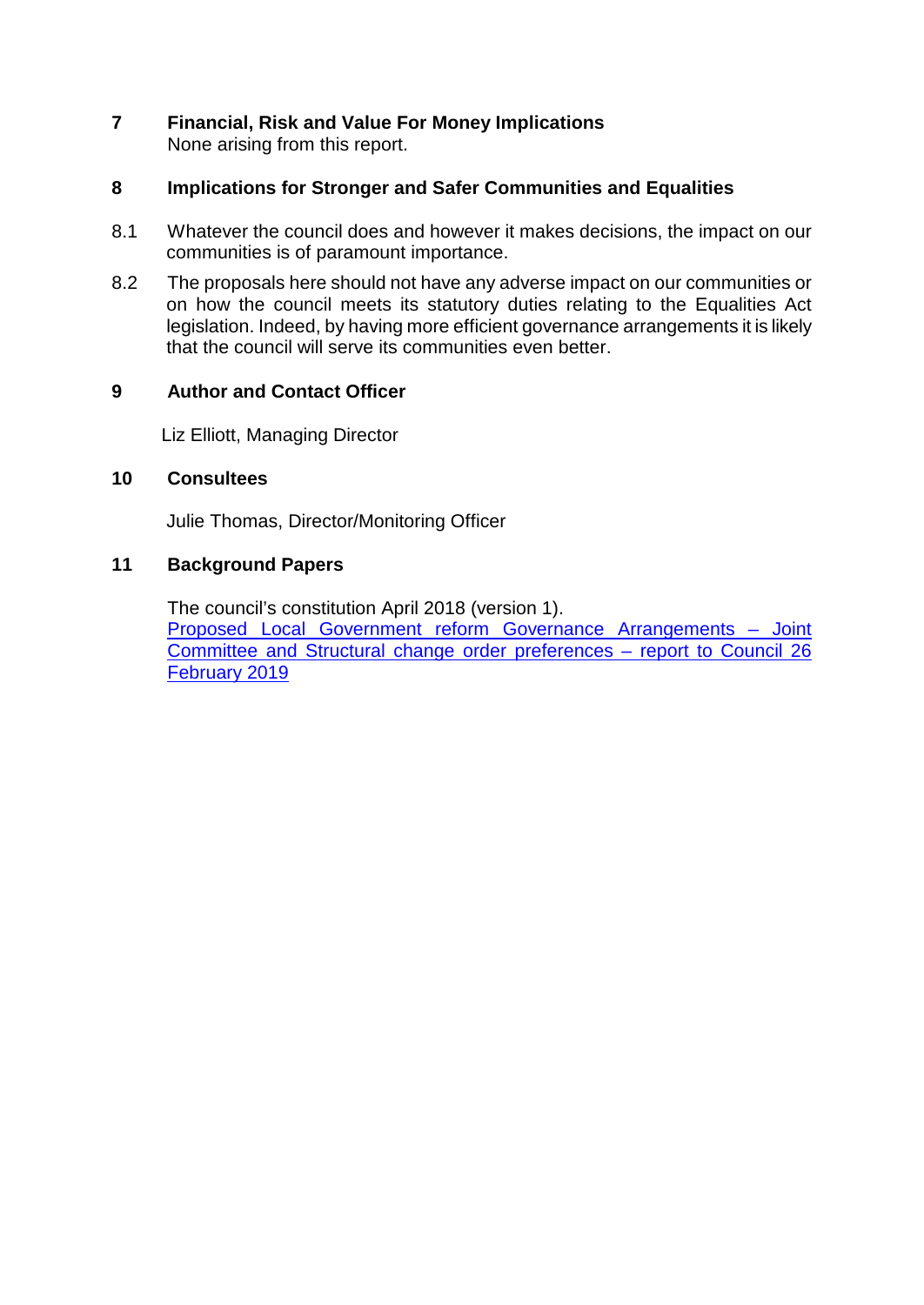## 7 Financial, Risk and Value For Money Implications

None arising from this report.

## 8 Implications for Stronger and Safer Communities and Equalities

8.1 Whatever the council does and however it makes decisions, the impact on our communities is of paramount importance.

8.2 The proposals here should not have any adverse impact on our communities or on how the council meets its statutory duties relating to the Equalities Act legislation. Indeed, by having more efficient governance arrangements it is likely that the council will serve its communities even better.

## 9 Author and Contact Officer

Liz Elliott, Managing Director

## 10 Consultees

Julie Thomas, Director/Monitoring Officer

## 11 Background Papers

The council's constitution April 2018 (version 1).
Proposed Local Government reform Governance Arrangements – Joint Committee and Structural change order preferences – report to Council 26 February 2019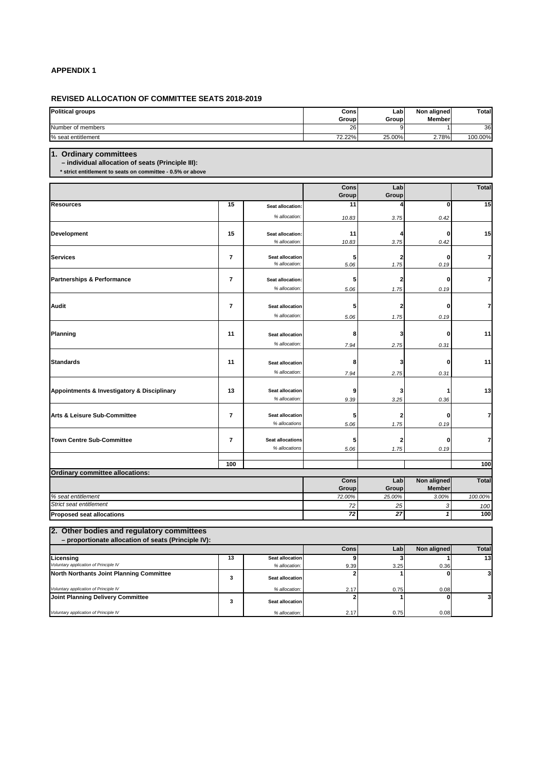**APPENDIX 1**

**REVISED ALLOCATION OF COMMITTEE SEATS 2018-2019**

| Political groups | Cons Group | Lab Group | Non aligned Member | Total |
|---|---|---|---|---|
| Number of members | 26 | 9 | 1 | 36 |
| % seat entitlement | 72.22% | 25.00% | 2.78% | 100.00% |

**1. Ordinary committees**
**– individual allocation of seats (Principle III):**
**\* strict entitlement to seats on committee - 0.5% or above**

| | | | Cons Group | Lab Group | | Total |
|---|---|---|---|---|---|---|
| **Resources** | **15** | **Seat allocation:** | **11** | **4** | **0** | **15** |
| | | *% allocation:* | *10.83* | *3.75* | *0.42* | |
| **Development** | **15** | **Seat allocation:** | **11** | **4** | **0** | **15** |
| | | *% allocation:* | *10.83* | *3.75* | *0.42* | |
| **Services** | **7** | **Seat allocation** | **5** | **2** | **0** | **7** |
| | | *% allocation:* | *5.06* | *1.75* | *0.19* | |
| **Partnerships & Performance** | **7** | **Seat allocation:** | **5** | **2** | **0** | **7** |
| | | *% allocation:* | *5.06* | *1.75* | *0.19* | |
| **Audit** | **7** | **Seat allocation** | **5** | **2** | **0** | **7** |
| | | *% allocation:* | *5.06* | *1.75* | *0.19* | |
| **Planning** | **11** | **Seat allocation** | **8** | **3** | **0** | **11** |
| | | *% allocation:* | *7.94* | *2.75* | *0.31* | |
| **Standards** | **11** | **Seat allocation** | **8** | **3** | **0** | **11** |
| | | *% allocation:* | *7.94* | *2.75* | *0.31* | |
| **Appointments & Investigatory & Disciplinary** | **13** | **Seat allocation** | **9** | **3** | **1** | **13** |
| | | *% allocation:* | *9.39* | *3.25* | *0.36* | |
| **Arts & Leisure Sub-Committee** | **7** | **Seat allocation** | **5** | **2** | **0** | **7** |
| | | *% allocations* | *5.06* | *1.75* | *0.19* | |
| **Town Centre Sub-Committee** | **7** | **Seat allocations** | **5** | **2** | **0** | **7** |
| | | *% allocations* | *5.06* | *1.75* | *0.19* | |
| | **100** | | | | | **100** |

**Ordinary committee allocations:**

| | Cons Group | Lab Group | Non aligned Member | Total |
|---|---|---|---|---|
| *% seat entitlement* | *72.00%* | *25.00%* | *3.00%* | *100.00%* |
| *Strict seat entitlement* | *72* | *25* | *3* | *100* |
| **Proposed seat allocations** | ***72*** | ***27*** | ***1*** | **100** |

**2. Other bodies and regulatory committees**
**– proportionate allocation of seats (Principle IV):**

| | | | Cons | Lab | Non aligned | Total |
|---|---|---|---|---|---|---|
| **Licensing** | **13** | **Seat allocation** | **9** | **3** | **1** | **13** |
| *Voluntary application of Principle IV* | | *% allocation:* | 9.39 | 3.25 | 0.36 | |
| **North Northants Joint Planning Committee** | **3** | **Seat allocation** | **2** | **1** | **0** | **3** |
| *Voluntary application of Principle IV* | | *% allocation:* | 2.17 | 0.75 | 0.08 | |
| **Joint Planning Delivery Committee** | **3** | **Seat allocation** | **2** | **1** | **0** | **3** |
| *Voluntary application of Principle IV* | | *% allocation:* | 2.17 | 0.75 | 0.08 | |